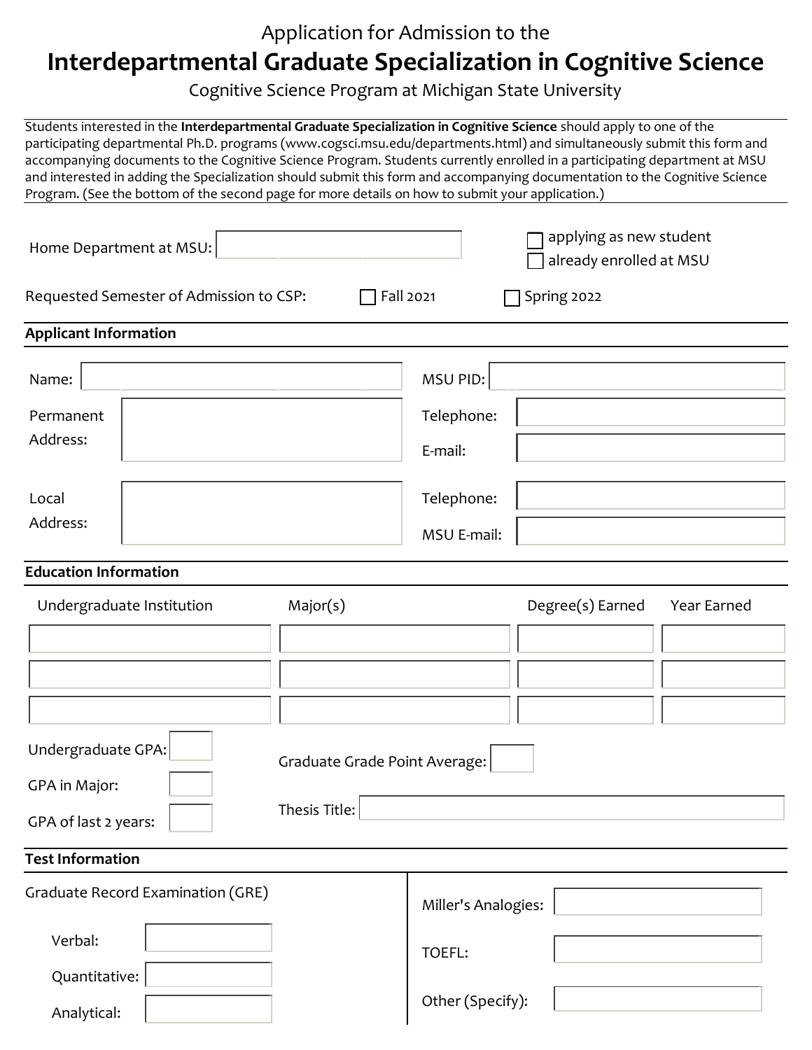Application for Admission to the

# Interdepartmental Graduate Specialization in Cognitive Science

Cognitive Science Program at Michigan State University

Students interested in the **Interdepartmental Graduate Specialization in Cognitive Science** should apply to one of the participating departmental Ph.D. programs (www.cogsci.msu.edu/departments.html) and simultaneously submit this form and accompanying documents to the Cognitive Science Program. Students currently enrolled in a participating department at MSU and interested in adding the Specialization should submit this form and accompanying documentation to the Cognitive Science Program. (See the bottom of the second page for more details on how to submit your application.)

Home Department at MSU: ____________

☐ applying as new student
☐ already enrolled at MSU

Requested Semester of Admission to CSP: ☐ Fall 2021 ☐ Spring 2022

## Applicant Information

Name: ____________

MSU PID: ____________

Permanent Address: ____________

Telephone: ____________

E-mail: ____________

Local Address: ____________

Telephone: ____________

MSU E-mail: ____________

## Education Information

| Undergraduate Institution | Major(s) | Degree(s) Earned | Year Earned |
|---|---|---|---|
| | | | |
| | | | |
| | | | |

Undergraduate GPA: ____

GPA in Major: ____

GPA of last 2 years: ____

Graduate Grade Point Average: ____

Thesis Title: ____________

## Test Information

Graduate Record Examination (GRE)

Verbal: ____

Quantitative: ____

Analytical: ____

Miller's Analogies: ____

TOEFL: ____

Other (Specify): ____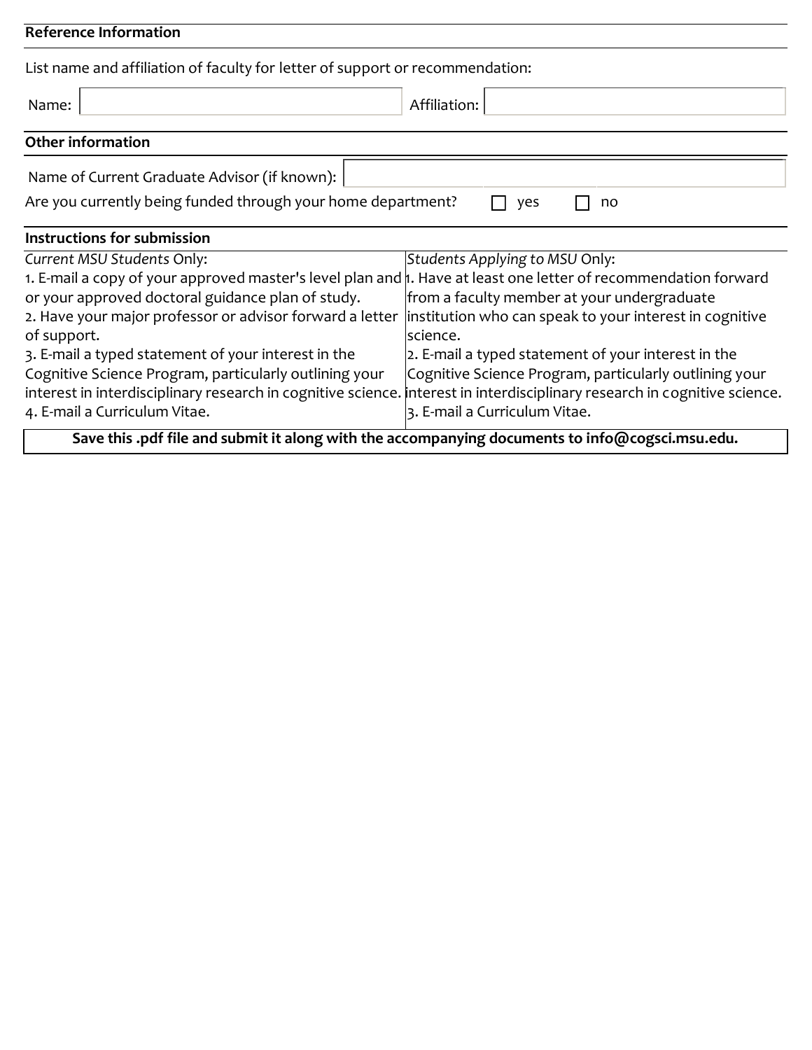## Reference Information

List name and affiliation of faculty for letter of support or recommendation:

Name: ______________________ Affiliation: ______________________

## Other information

Name of Current Graduate Advisor (if known): ______________________

Are you currently being funded through your home department? ☐ yes ☐ no

## Instructions for submission

| *Current MSU Students* Only: | *Students Applying to MSU* Only: |
|---|---|
| 1. E-mail a copy of your approved master's level plan and or your approved doctoral guidance plan of study.<br>2. Have your major professor or advisor forward a letter of support.<br>3. E-mail a typed statement of your interest in the Cognitive Science Program, particularly outlining your interest in interdisciplinary research in cognitive science.<br>4. E-mail a Curriculum Vitae. | 1. Have at least one letter of recommendation forward from a faculty member at your undergraduate institution who can speak to your interest in cognitive science.<br>2. E-mail a typed statement of your interest in the Cognitive Science Program, particularly outlining your interest in interdisciplinary research in cognitive science.<br>3. E-mail a Curriculum Vitae. |

**Save this .pdf file and submit it along with the accompanying documents to info@cogsci.msu.edu.**